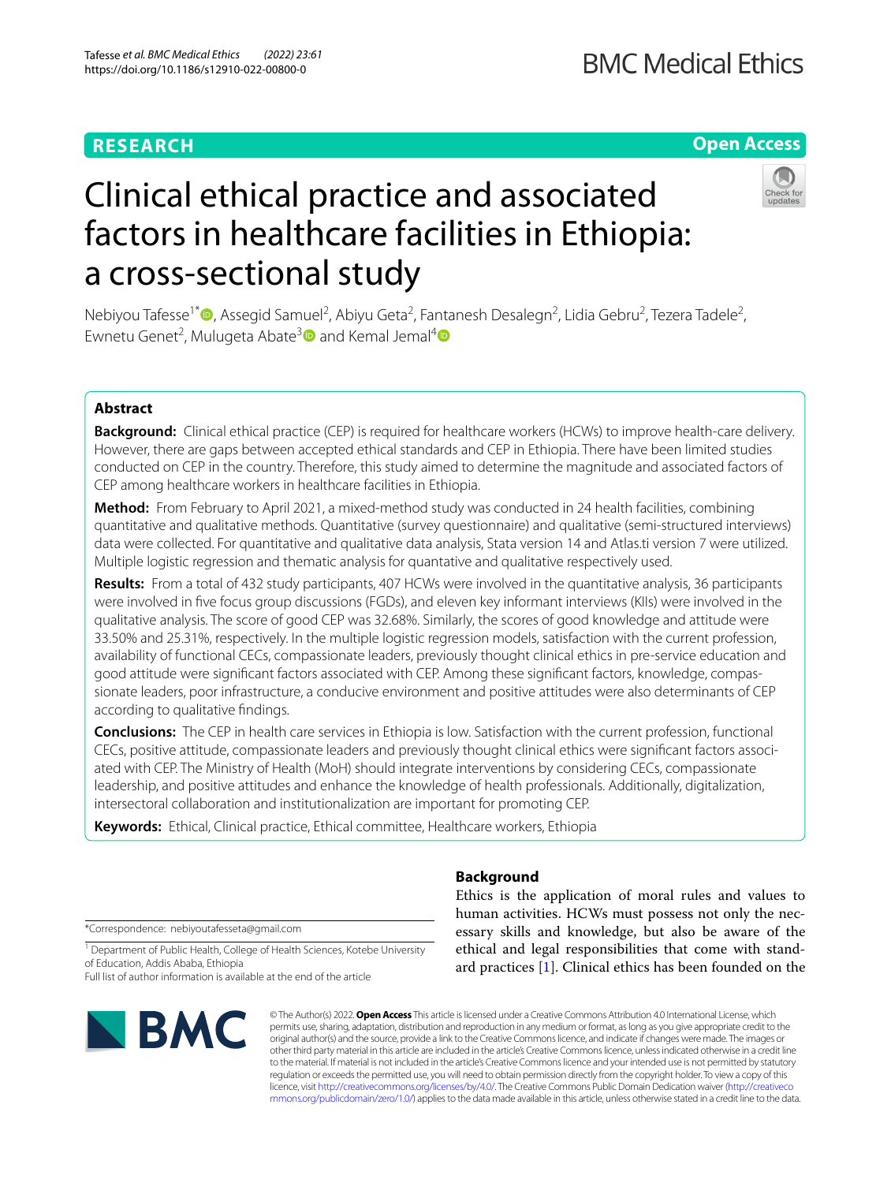RESEARCH

Open Access

# Clinical ethical practice and associated factors in healthcare facilities in Ethiopia: a cross-sectional study

Nebiyou Tafesse[1*], Assegid Samuel[2], Abiyu Geta[2], Fantanesh Desalegn[2], Lidia Gebru[2], Tezera Tadele[2], Ewnetu Genet[2], Mulugeta Abate[3] and Kemal Jemal[4]

## Abstract

**Background:** Clinical ethical practice (CEP) is required for healthcare workers (HCWs) to improve health-care delivery. However, there are gaps between accepted ethical standards and CEP in Ethiopia. There have been limited studies conducted on CEP in the country. Therefore, this study aimed to determine the magnitude and associated factors of CEP among healthcare workers in healthcare facilities in Ethiopia.

**Method:** From February to April 2021, a mixed-method study was conducted in 24 health facilities, combining quantitative and qualitative methods. Quantitative (survey questionnaire) and qualitative (semi-structured interviews) data were collected. For quantitative and qualitative data analysis, Stata version 14 and Atlas.ti version 7 were utilized. Multiple logistic regression and thematic analysis for quantative and qualitative respectively used.

**Results:** From a total of 432 study participants, 407 HCWs were involved in the quantitative analysis, 36 participants were involved in five focus group discussions (FGDs), and eleven key informant interviews (KIIs) were involved in the qualitative analysis. The score of good CEP was 32.68%. Similarly, the scores of good knowledge and attitude were 33.50% and 25.31%, respectively. In the multiple logistic regression models, satisfaction with the current profession, availability of functional CECs, compassionate leaders, previously thought clinical ethics in pre-service education and good attitude were significant factors associated with CEP. Among these significant factors, knowledge, compassionate leaders, poor infrastructure, a conducive environment and positive attitudes were also determinants of CEP according to qualitative findings.

**Conclusions:** The CEP in health care services in Ethiopia is low. Satisfaction with the current profession, functional CECs, positive attitude, compassionate leaders and previously thought clinical ethics were significant factors associated with CEP. The Ministry of Health (MoH) should integrate interventions by considering CECs, compassionate leadership, and positive attitudes and enhance the knowledge of health professionals. Additionally, digitalization, intersectoral collaboration and institutionalization are important for promoting CEP.

**Keywords:** Ethical, Clinical practice, Ethical committee, Healthcare workers, Ethiopia

*Correspondence: nebiyoutafesseta@gmail.com

[1] Department of Public Health, College of Health Sciences, Kotebe University of Education, Addis Ababa, Ethiopia

Full list of author information is available at the end of the article

## Background

Ethics is the application of moral rules and values to human activities. HCWs must possess not only the necessary skills and knowledge, but also be aware of the ethical and legal responsibilities that come with standard practices [1]. Clinical ethics has been founded on the

© The Author(s) 2022. **Open Access** This article is licensed under a Creative Commons Attribution 4.0 International License, which permits use, sharing, adaptation, distribution and reproduction in any medium or format, as long as you give appropriate credit to the original author(s) and the source, provide a link to the Creative Commons licence, and indicate if changes were made. The images or other third party material in this article are included in the article's Creative Commons licence, unless indicated otherwise in a credit line to the material. If material is not included in the article's Creative Commons licence and your intended use is not permitted by statutory regulation or exceeds the permitted use, you will need to obtain permission directly from the copyright holder. To view a copy of this licence, visit http://creativecommons.org/licenses/by/4.0/. The Creative Commons Public Domain Dedication waiver (http://creativecommons.org/publicdomain/zero/1.0/) applies to the data made available in this article, unless otherwise stated in a credit line to the data.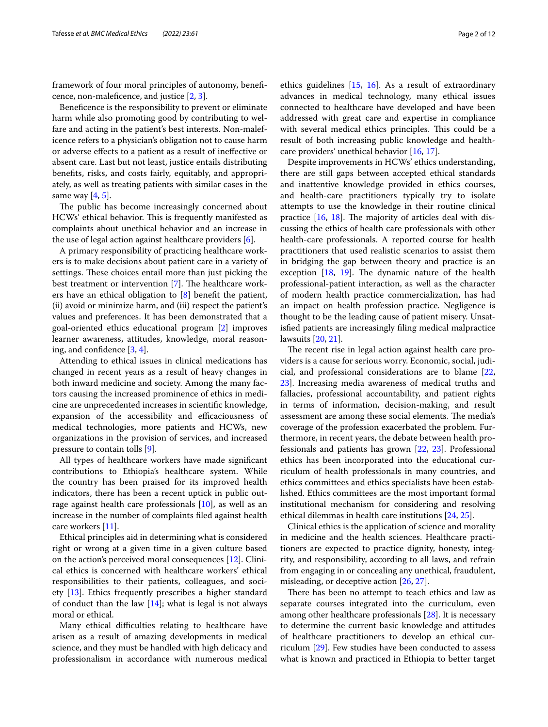framework of four moral principles of autonomy, beneficence, non-maleficence, and justice [2, 3].

Beneficence is the responsibility to prevent or eliminate harm while also promoting good by contributing to welfare and acting in the patient's best interests. Non-maleficence refers to a physician's obligation not to cause harm or adverse effects to a patient as a result of ineffective or absent care. Last but not least, justice entails distributing benefits, risks, and costs fairly, equitably, and appropriately, as well as treating patients with similar cases in the same way [4, 5].

The public has become increasingly concerned about HCWs' ethical behavior. This is frequently manifested as complaints about unethical behavior and an increase in the use of legal action against healthcare providers [6].

A primary responsibility of practicing healthcare workers is to make decisions about patient care in a variety of settings. These choices entail more than just picking the best treatment or intervention [7]. The healthcare workers have an ethical obligation to [8] benefit the patient, (ii) avoid or minimize harm, and (iii) respect the patient's values and preferences. It has been demonstrated that a goal-oriented ethics educational program [2] improves learner awareness, attitudes, knowledge, moral reasoning, and confidence [3, 4].

Attending to ethical issues in clinical medications has changed in recent years as a result of heavy changes in both inward medicine and society. Among the many factors causing the increased prominence of ethics in medicine are unprecedented increases in scientific knowledge, expansion of the accessibility and efficaciousness of medical technologies, more patients and HCWs, new organizations in the provision of services, and increased pressure to contain tolls [9].

All types of healthcare workers have made significant contributions to Ethiopia's healthcare system. While the country has been praised for its improved health indicators, there has been a recent uptick in public outrage against health care professionals [10], as well as an increase in the number of complaints filed against health care workers [11].

Ethical principles aid in determining what is considered right or wrong at a given time in a given culture based on the action's perceived moral consequences [12]. Clinical ethics is concerned with healthcare workers' ethical responsibilities to their patients, colleagues, and society [13]. Ethics frequently prescribes a higher standard of conduct than the law [14]; what is legal is not always moral or ethical.

Many ethical difficulties relating to healthcare have arisen as a result of amazing developments in medical science, and they must be handled with high delicacy and professionalism in accordance with numerous medical ethics guidelines [15, 16]. As a result of extraordinary advances in medical technology, many ethical issues connected to healthcare have developed and have been addressed with great care and expertise in compliance with several medical ethics principles. This could be a result of both increasing public knowledge and healthcare providers' unethical behavior [16, 17].

Despite improvements in HCWs' ethics understanding, there are still gaps between accepted ethical standards and inattentive knowledge provided in ethics courses, and health-care practitioners typically try to isolate attempts to use the knowledge in their routine clinical practice [16, 18]. The majority of articles deal with discussing the ethics of health care professionals with other health-care professionals. A reported course for health practitioners that used realistic scenarios to assist them in bridging the gap between theory and practice is an exception [18, 19]. The dynamic nature of the health professional-patient interaction, as well as the character of modern health practice commercialization, has had an impact on health profession practice. Negligence is thought to be the leading cause of patient misery. Unsatisfied patients are increasingly filing medical malpractice lawsuits [20, 21].

The recent rise in legal action against health care providers is a cause for serious worry. Economic, social, judicial, and professional considerations are to blame [22, 23]. Increasing media awareness of medical truths and fallacies, professional accountability, and patient rights in terms of information, decision-making, and result assessment are among these social elements. The media's coverage of the profession exacerbated the problem. Furthermore, in recent years, the debate between health professionals and patients has grown [22, 23]. Professional ethics has been incorporated into the educational curriculum of health professionals in many countries, and ethics committees and ethics specialists have been established. Ethics committees are the most important formal institutional mechanism for considering and resolving ethical dilemmas in health care institutions [24, 25].

Clinical ethics is the application of science and morality in medicine and the health sciences. Healthcare practitioners are expected to practice dignity, honesty, integrity, and responsibility, according to all laws, and refrain from engaging in or concealing any unethical, fraudulent, misleading, or deceptive action [26, 27].

There has been no attempt to teach ethics and law as separate courses integrated into the curriculum, even among other healthcare professionals [28]. It is necessary to determine the current basic knowledge and attitudes of healthcare practitioners to develop an ethical curriculum [29]. Few studies have been conducted to assess what is known and practiced in Ethiopia to better target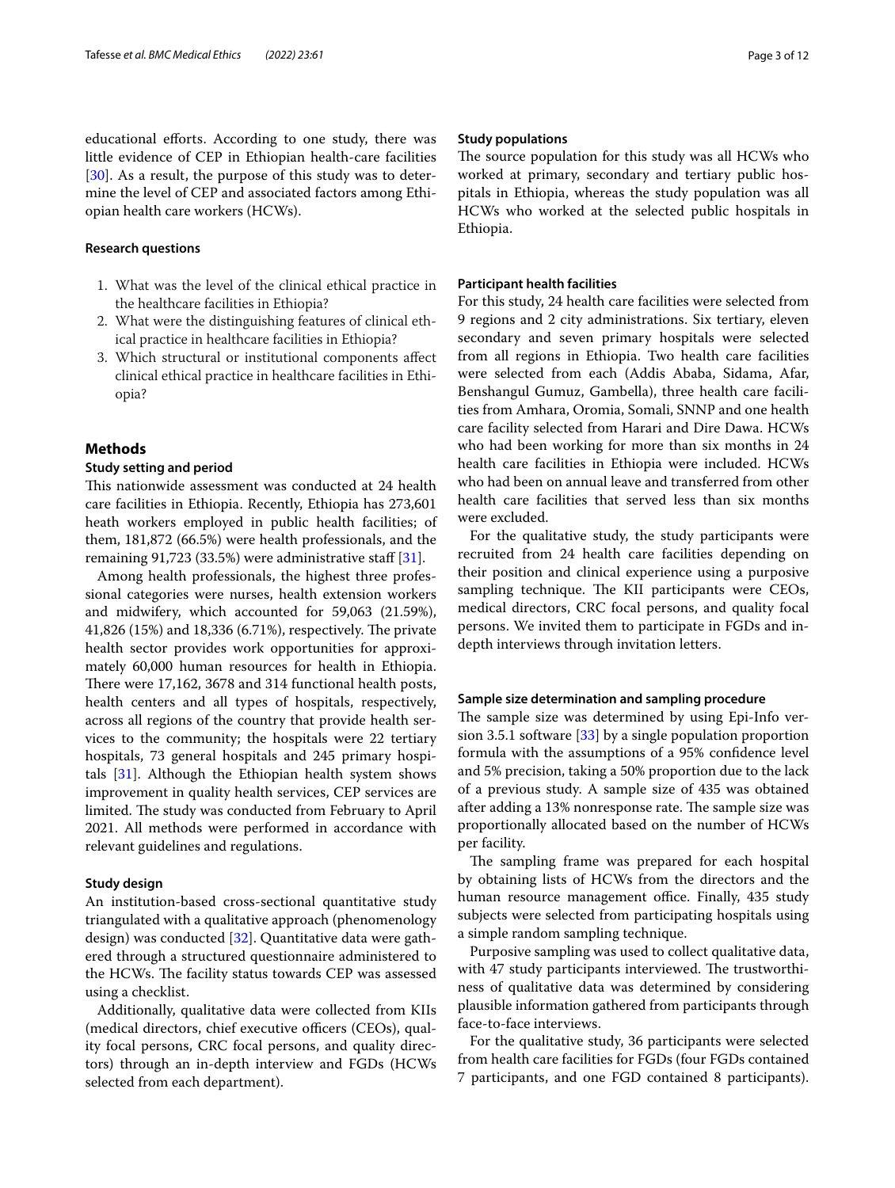educational efforts. According to one study, there was little evidence of CEP in Ethiopian health-care facilities [30]. As a result, the purpose of this study was to determine the level of CEP and associated factors among Ethiopian health care workers (HCWs).

### Research questions

1. What was the level of the clinical ethical practice in the healthcare facilities in Ethiopia?
2. What were the distinguishing features of clinical ethical practice in healthcare facilities in Ethiopia?
3. Which structural or institutional components affect clinical ethical practice in healthcare facilities in Ethiopia?

## Methods

### Study setting and period

This nationwide assessment was conducted at 24 health care facilities in Ethiopia. Recently, Ethiopia has 273,601 heath workers employed in public health facilities; of them, 181,872 (66.5%) were health professionals, and the remaining 91,723 (33.5%) were administrative staff [31].

Among health professionals, the highest three professional categories were nurses, health extension workers and midwifery, which accounted for 59,063 (21.59%), 41,826 (15%) and 18,336 (6.71%), respectively. The private health sector provides work opportunities for approximately 60,000 human resources for health in Ethiopia. There were 17,162, 3678 and 314 functional health posts, health centers and all types of hospitals, respectively, across all regions of the country that provide health services to the community; the hospitals were 22 tertiary hospitals, 73 general hospitals and 245 primary hospitals [31]. Although the Ethiopian health system shows improvement in quality health services, CEP services are limited. The study was conducted from February to April 2021. All methods were performed in accordance with relevant guidelines and regulations.

### Study design

An institution-based cross-sectional quantitative study triangulated with a qualitative approach (phenomenology design) was conducted [32]. Quantitative data were gathered through a structured questionnaire administered to the HCWs. The facility status towards CEP was assessed using a checklist.

Additionally, qualitative data were collected from KIIs (medical directors, chief executive officers (CEOs), quality focal persons, CRC focal persons, and quality directors) through an in-depth interview and FGDs (HCWs selected from each department).

### Study populations

The source population for this study was all HCWs who worked at primary, secondary and tertiary public hospitals in Ethiopia, whereas the study population was all HCWs who worked at the selected public hospitals in Ethiopia.

### Participant health facilities

For this study, 24 health care facilities were selected from 9 regions and 2 city administrations. Six tertiary, eleven secondary and seven primary hospitals were selected from all regions in Ethiopia. Two health care facilities were selected from each (Addis Ababa, Sidama, Afar, Benshangul Gumuz, Gambella), three health care facilities from Amhara, Oromia, Somali, SNNP and one health care facility selected from Harari and Dire Dawa. HCWs who had been working for more than six months in 24 health care facilities in Ethiopia were included. HCWs who had been on annual leave and transferred from other health care facilities that served less than six months were excluded.

For the qualitative study, the study participants were recruited from 24 health care facilities depending on their position and clinical experience using a purposive sampling technique. The KII participants were CEOs, medical directors, CRC focal persons, and quality focal persons. We invited them to participate in FGDs and in-depth interviews through invitation letters.

### Sample size determination and sampling procedure

The sample size was determined by using Epi-Info version 3.5.1 software [33] by a single population proportion formula with the assumptions of a 95% confidence level and 5% precision, taking a 50% proportion due to the lack of a previous study. A sample size of 435 was obtained after adding a 13% nonresponse rate. The sample size was proportionally allocated based on the number of HCWs per facility.

The sampling frame was prepared for each hospital by obtaining lists of HCWs from the directors and the human resource management office. Finally, 435 study subjects were selected from participating hospitals using a simple random sampling technique.

Purposive sampling was used to collect qualitative data, with 47 study participants interviewed. The trustworthiness of qualitative data was determined by considering plausible information gathered from participants through face-to-face interviews.

For the qualitative study, 36 participants were selected from health care facilities for FGDs (four FGDs contained 7 participants, and one FGD contained 8 participants).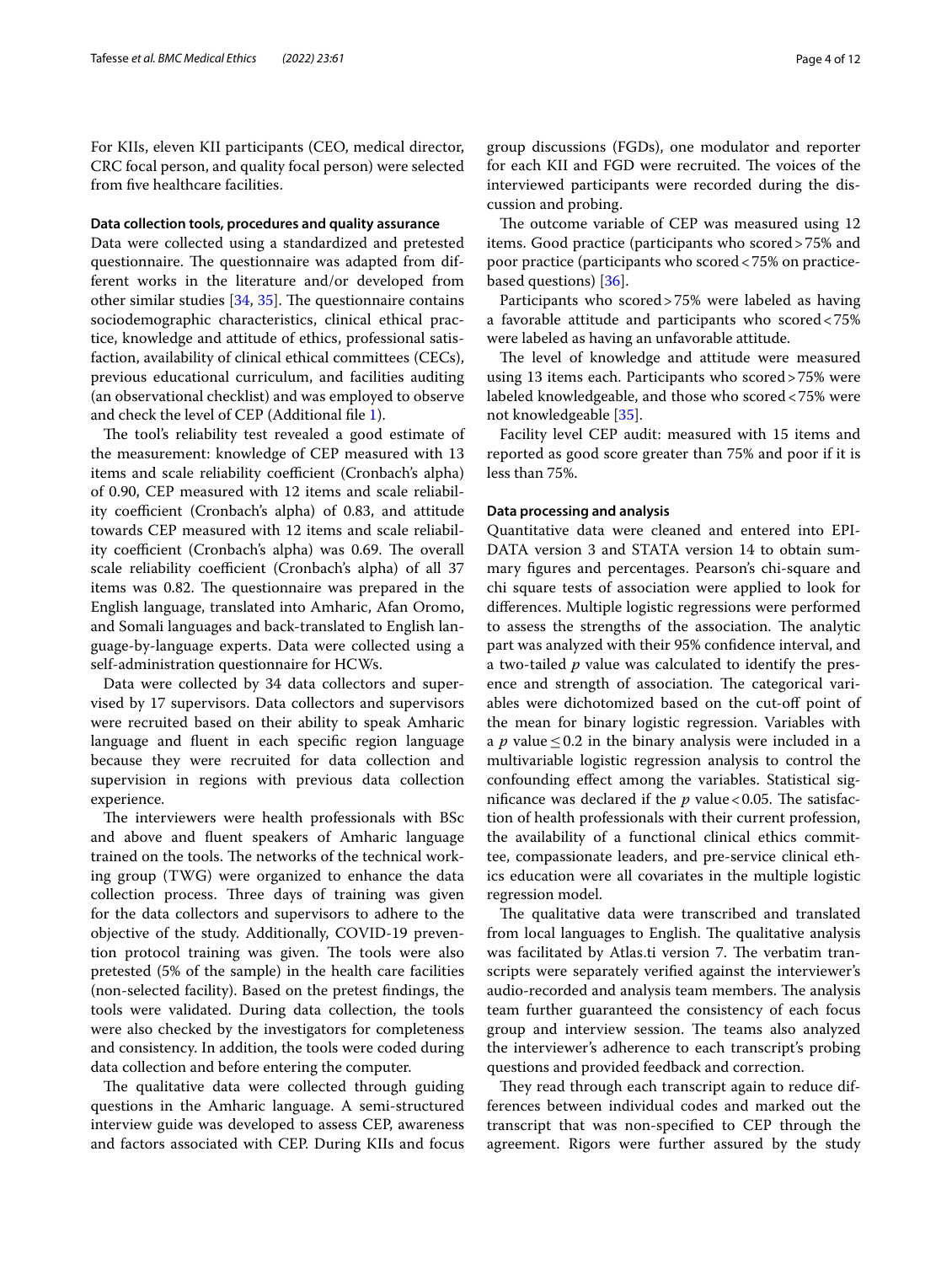For KIIs, eleven KII participants (CEO, medical director, CRC focal person, and quality focal person) were selected from five healthcare facilities.

#### Data collection tools, procedures and quality assurance

Data were collected using a standardized and pretested questionnaire. The questionnaire was adapted from different works in the literature and/or developed from other similar studies [34, 35]. The questionnaire contains sociodemographic characteristics, clinical ethical practice, knowledge and attitude of ethics, professional satisfaction, availability of clinical ethical committees (CECs), previous educational curriculum, and facilities auditing (an observational checklist) and was employed to observe and check the level of CEP (Additional file 1).

The tool's reliability test revealed a good estimate of the measurement: knowledge of CEP measured with 13 items and scale reliability coefficient (Cronbach's alpha) of 0.90, CEP measured with 12 items and scale reliability coefficient (Cronbach's alpha) of 0.83, and attitude towards CEP measured with 12 items and scale reliability coefficient (Cronbach's alpha) was 0.69. The overall scale reliability coefficient (Cronbach's alpha) of all 37 items was 0.82. The questionnaire was prepared in the English language, translated into Amharic, Afan Oromo, and Somali languages and back-translated to English language-by-language experts. Data were collected using a self-administration questionnaire for HCWs.

Data were collected by 34 data collectors and supervised by 17 supervisors. Data collectors and supervisors were recruited based on their ability to speak Amharic language and fluent in each specific region language because they were recruited for data collection and supervision in regions with previous data collection experience.

The interviewers were health professionals with BSc and above and fluent speakers of Amharic language trained on the tools. The networks of the technical working group (TWG) were organized to enhance the data collection process. Three days of training was given for the data collectors and supervisors to adhere to the objective of the study. Additionally, COVID-19 prevention protocol training was given. The tools were also pretested (5% of the sample) in the health care facilities (non-selected facility). Based on the pretest findings, the tools were validated. During data collection, the tools were also checked by the investigators for completeness and consistency. In addition, the tools were coded during data collection and before entering the computer.

The qualitative data were collected through guiding questions in the Amharic language. A semi-structured interview guide was developed to assess CEP, awareness and factors associated with CEP. During KIIs and focus group discussions (FGDs), one modulator and reporter for each KII and FGD were recruited. The voices of the interviewed participants were recorded during the discussion and probing.

The outcome variable of CEP was measured using 12 items. Good practice (participants who scored > 75% and poor practice (participants who scored < 75% on practice-based questions) [36].

Participants who scored > 75% were labeled as having a favorable attitude and participants who scored < 75% were labeled as having an unfavorable attitude.

The level of knowledge and attitude were measured using 13 items each. Participants who scored > 75% were labeled knowledgeable, and those who scored < 75% were not knowledgeable [35].

Facility level CEP audit: measured with 15 items and reported as good score greater than 75% and poor if it is less than 75%.

#### Data processing and analysis

Quantitative data were cleaned and entered into EPI-DATA version 3 and STATA version 14 to obtain summary figures and percentages. Pearson's chi-square and chi square tests of association were applied to look for differences. Multiple logistic regressions were performed to assess the strengths of the association. The analytic part was analyzed with their 95% confidence interval, and a two-tailed $p$ value was calculated to identify the presence and strength of association. The categorical variables were dichotomized based on the cut-off point of the mean for binary logistic regression. Variables with a $p$ value $\leq 0.2$ in the binary analysis were included in a multivariable logistic regression analysis to control the confounding effect among the variables. Statistical significance was declared if the $p$ value $< 0.05$. The satisfaction of health professionals with their current profession, the availability of a functional clinical ethics committee, compassionate leaders, and pre-service clinical ethics education were all covariates in the multiple logistic regression model.

The qualitative data were transcribed and translated from local languages to English. The qualitative analysis was facilitated by Atlas.ti version 7. The verbatim transcripts were separately verified against the interviewer's audio-recorded and analysis team members. The analysis team further guaranteed the consistency of each focus group and interview session. The teams also analyzed the interviewer's adherence to each transcript's probing questions and provided feedback and correction.

They read through each transcript again to reduce differences between individual codes and marked out the transcript that was non-specified to CEP through the agreement. Rigors were further assured by the study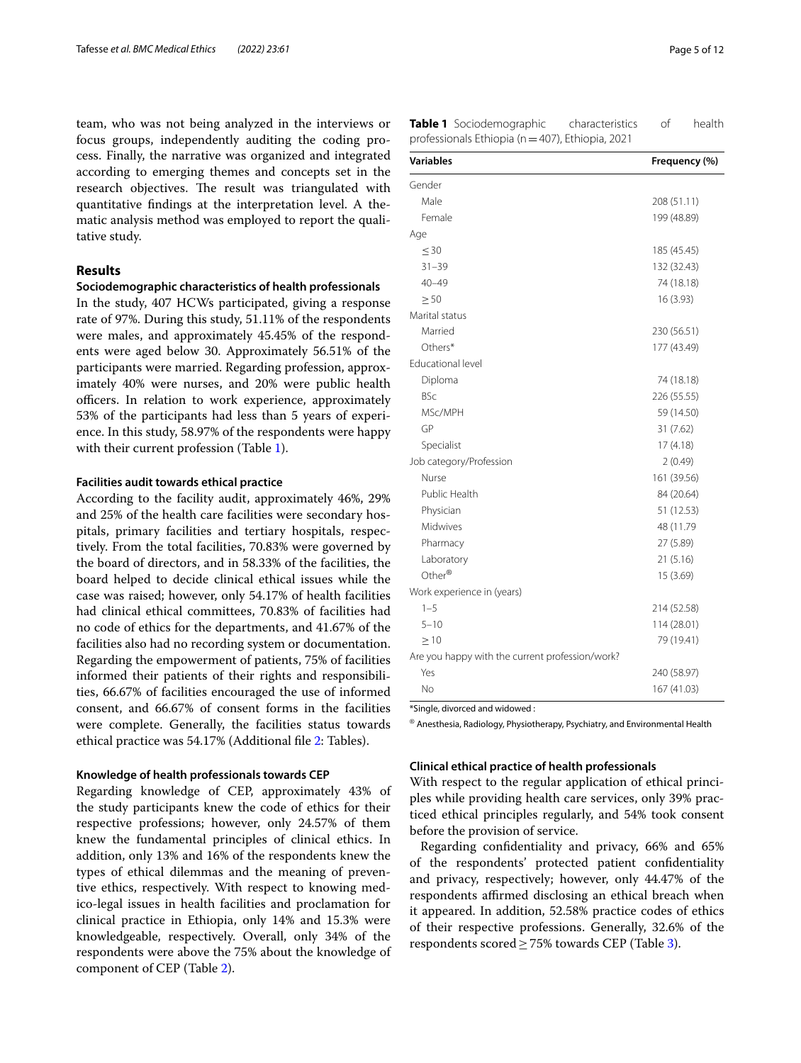team, who was not being analyzed in the interviews or focus groups, independently auditing the coding process. Finally, the narrative was organized and integrated according to emerging themes and concepts set in the research objectives. The result was triangulated with quantitative findings at the interpretation level. A thematic analysis method was employed to report the qualitative study.

## Results

### Sociodemographic characteristics of health professionals

In the study, 407 HCWs participated, giving a response rate of 97%. During this study, 51.11% of the respondents were males, and approximately 45.45% of the respondents were aged below 30. Approximately 56.51% of the participants were married. Regarding profession, approximately 40% were nurses, and 20% were public health officers. In relation to work experience, approximately 53% of the participants had less than 5 years of experience. In this study, 58.97% of the respondents were happy with their current profession (Table 1).

### Facilities audit towards ethical practice

According to the facility audit, approximately 46%, 29% and 25% of the health care facilities were secondary hospitals, primary facilities and tertiary hospitals, respectively. From the total facilities, 70.83% were governed by the board of directors, and in 58.33% of the facilities, the board helped to decide clinical ethical issues while the case was raised; however, only 54.17% of health facilities had clinical ethical committees, 70.83% of facilities had no code of ethics for the departments, and 41.67% of the facilities also had no recording system or documentation. Regarding the empowerment of patients, 75% of facilities informed their patients of their rights and responsibilities, 66.67% of facilities encouraged the use of informed consent, and 66.67% of consent forms in the facilities were complete. Generally, the facilities status towards ethical practice was 54.17% (Additional file 2: Tables).

### Knowledge of health professionals towards CEP

Regarding knowledge of CEP, approximately 43% of the study participants knew the code of ethics for their respective professions; however, only 24.57% of them knew the fundamental principles of clinical ethics. In addition, only 13% and 16% of the respondents knew the types of ethical dilemmas and the meaning of preventive ethics, respectively. With respect to knowing medico-legal issues in health facilities and proclamation for clinical practice in Ethiopia, only 14% and 15.3% were knowledgeable, respectively. Overall, only 34% of the respondents were above the 75% about the knowledge of component of CEP (Table 2).

**Table 1** Sociodemographic characteristics of health professionals Ethiopia (n = 407), Ethiopia, 2021

| Variables | Frequency (%) |
|---|---|
| Gender | |
| Male | 208 (51.11) |
| Female | 199 (48.89) |
| Age | |
| ≤ 30 | 185 (45.45) |
| 31–39 | 132 (32.43) |
| 40–49 | 74 (18.18) |
| ≥ 50 | 16 (3.93) |
| Marital status | |
| Married | 230 (56.51) |
| Others* | 177 (43.49) |
| Educational level | |
| Diploma | 74 (18.18) |
| BSc | 226 (55.55) |
| MSc/MPH | 59 (14.50) |
| GP | 31 (7.62) |
| Specialist | 17 (4.18) |
| Job category/Profession | 2 (0.49) |
| Nurse | 161 (39.56) |
| Public Health | 84 (20.64) |
| Physician | 51 (12.53) |
| Midwives | 48 (11.79 |
| Pharmacy | 27 (5.89) |
| Laboratory | 21 (5.16) |
| Other® | 15 (3.69) |
| Work experience in (years) | |
| 1–5 | 214 (52.58) |
| 5–10 | 114 (28.01) |
| ≥ 10 | 79 (19.41) |
| Are you happy with the current profession/work? | |
| Yes | 240 (58.97) |
| No | 167 (41.03) |

*Single, divorced and widowed :

® Anesthesia, Radiology, Physiotherapy, Psychiatry, and Environmental Health

### Clinical ethical practice of health professionals

With respect to the regular application of ethical principles while providing health care services, only 39% practiced ethical principles regularly, and 54% took consent before the provision of service.

Regarding confidentiality and privacy, 66% and 65% of the respondents' protected patient confidentiality and privacy, respectively; however, only 44.47% of the respondents affirmed disclosing an ethical breach when it appeared. In addition, 52.58% practice codes of ethics of their respective professions. Generally, 32.6% of the respondents scored ≥ 75% towards CEP (Table 3).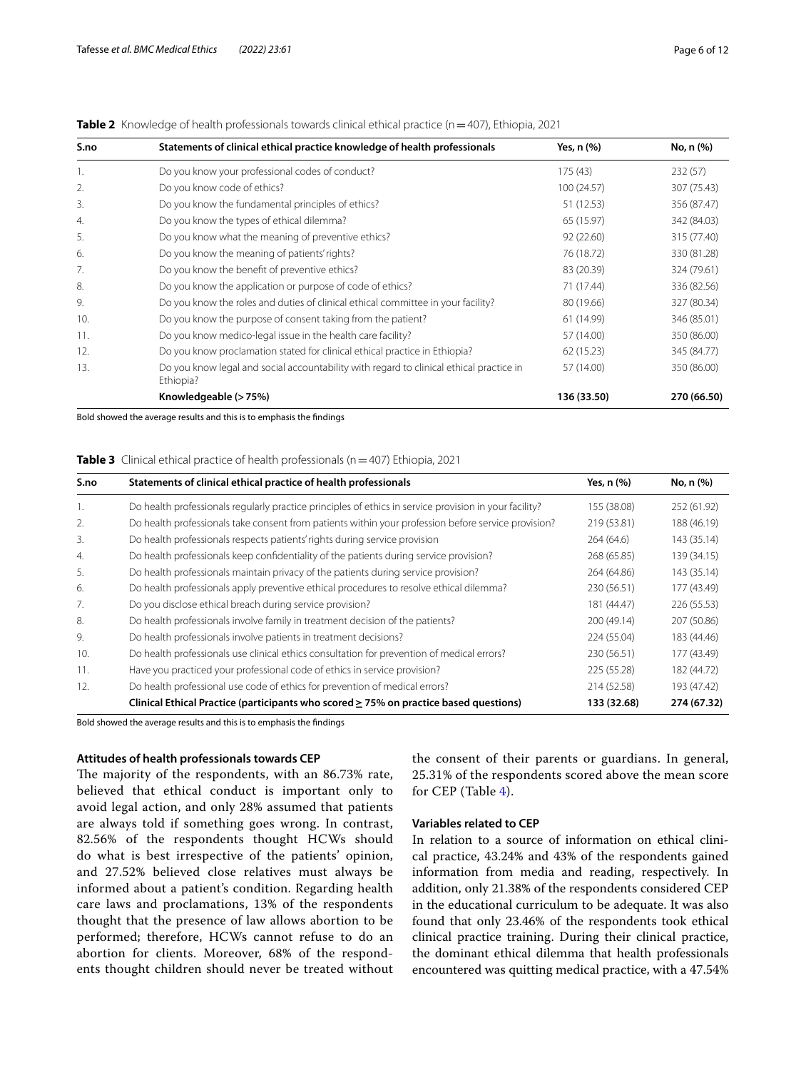**Table 2** Knowledge of health professionals towards clinical ethical practice (n = 407), Ethiopia, 2021

| S.no | Statements of clinical ethical practice knowledge of health professionals | Yes, n (%) | No, n (%) |
|---|---|---|---|
| 1. | Do you know your professional codes of conduct? | 175 (43) | 232 (57) |
| 2. | Do you know code of ethics? | 100 (24.57) | 307 (75.43) |
| 3. | Do you know the fundamental principles of ethics? | 51 (12.53) | 356 (87.47) |
| 4. | Do you know the types of ethical dilemma? | 65 (15.97) | 342 (84.03) |
| 5. | Do you know what the meaning of preventive ethics? | 92 (22.60) | 315 (77.40) |
| 6. | Do you know the meaning of patients' rights? | 76 (18.72) | 330 (81.28) |
| 7. | Do you know the benefit of preventive ethics? | 83 (20.39) | 324 (79.61) |
| 8. | Do you know the application or purpose of code of ethics? | 71 (17.44) | 336 (82.56) |
| 9. | Do you know the roles and duties of clinical ethical committee in your facility? | 80 (19.66) | 327 (80.34) |
| 10. | Do you know the purpose of consent taking from the patient? | 61 (14.99) | 346 (85.01) |
| 11. | Do you know medico-legal issue in the health care facility? | 57 (14.00) | 350 (86.00) |
| 12. | Do you know proclamation stated for clinical ethical practice in Ethiopia? | 62 (15.23) | 345 (84.77) |
| 13. | Do you know legal and social accountability with regard to clinical ethical practice in Ethiopia? | 57 (14.00) | 350 (86.00) |
| | **Knowledgeable (> 75%)** | **136 (33.50)** | **270 (66.50)** |

Bold showed the average results and this is to emphasis the findings

**Table 3** Clinical ethical practice of health professionals (n = 407) Ethiopia, 2021

| S.no | Statements of clinical ethical practice of health professionals | Yes, n (%) | No, n (%) |
|---|---|---|---|
| 1. | Do health professionals regularly practice principles of ethics in service provision in your facility? | 155 (38.08) | 252 (61.92) |
| 2. | Do health professionals take consent from patients within your profession before service provision? | 219 (53.81) | 188 (46.19) |
| 3. | Do health professionals respects patients' rights during service provision | 264 (64.6) | 143 (35.14) |
| 4. | Do health professionals keep confidentiality of the patients during service provision? | 268 (65.85) | 139 (34.15) |
| 5. | Do health professionals maintain privacy of the patients during service provision? | 264 (64.86) | 143 (35.14) |
| 6. | Do health professionals apply preventive ethical procedures to resolve ethical dilemma? | 230 (56.51) | 177 (43.49) |
| 7. | Do you disclose ethical breach during service provision? | 181 (44.47) | 226 (55.53) |
| 8. | Do health professionals involve family in treatment decision of the patients? | 200 (49.14) | 207 (50.86) |
| 9. | Do health professionals involve patients in treatment decisions? | 224 (55.04) | 183 (44.46) |
| 10. | Do health professionals use clinical ethics consultation for prevention of medical errors? | 230 (56.51) | 177 (43.49) |
| 11. | Have you practiced your professional code of ethics in service provision? | 225 (55.28) | 182 (44.72) |
| 12. | Do health professional use code of ethics for prevention of medical errors? | 214 (52.58) | 193 (47.42) |
| | **Clinical Ethical Practice (participants who scored ≥ 75% on practice based questions)** | **133 (32.68)** | **274 (67.32)** |

Bold showed the average results and this is to emphasis the findings

### Attitudes of health professionals towards CEP

The majority of the respondents, with an 86.73% rate, believed that ethical conduct is important only to avoid legal action, and only 28% assumed that patients are always told if something goes wrong. In contrast, 82.56% of the respondents thought HCWs should do what is best irrespective of the patients' opinion, and 27.52% believed close relatives must always be informed about a patient's condition. Regarding health care laws and proclamations, 13% of the respondents thought that the presence of law allows abortion to be performed; therefore, HCWs cannot refuse to do an abortion for clients. Moreover, 68% of the respondents thought children should never be treated without the consent of their parents or guardians. In general, 25.31% of the respondents scored above the mean score for CEP (Table 4).

### Variables related to CEP

In relation to a source of information on ethical clinical practice, 43.24% and 43% of the respondents gained information from media and reading, respectively. In addition, only 21.38% of the respondents considered CEP in the educational curriculum to be adequate. It was also found that only 23.46% of the respondents took ethical clinical practice training. During their clinical practice, the dominant ethical dilemma that health professionals encountered was quitting medical practice, with a 47.54%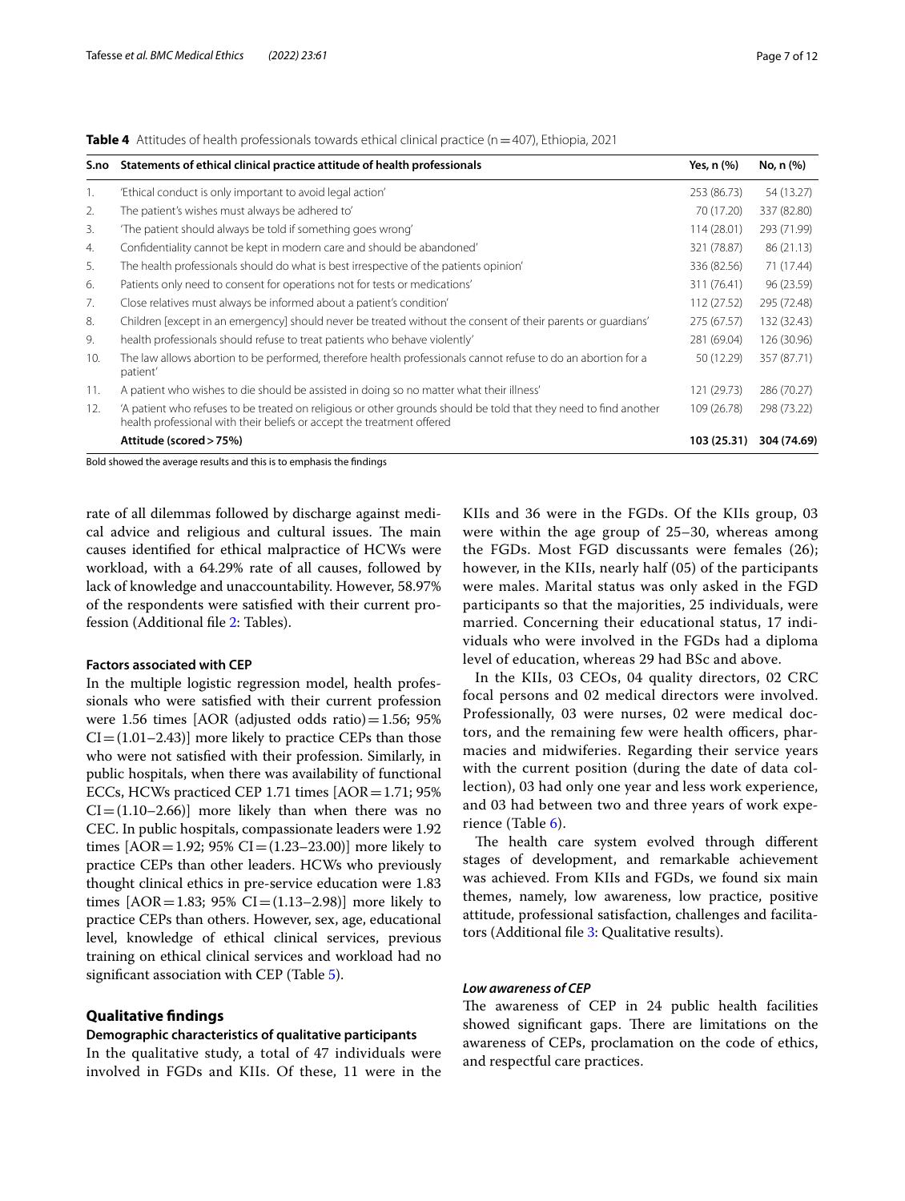**Table 4** Attitudes of health professionals towards ethical clinical practice (n = 407), Ethiopia, 2021

| S.no | Statements of ethical clinical practice attitude of health professionals | Yes, n (%) | No, n (%) |
|---|---|---|---|
| 1. | 'Ethical conduct is only important to avoid legal action' | 253 (86.73) | 54 (13.27) |
| 2. | The patient's wishes must always be adhered to' | 70 (17.20) | 337 (82.80) |
| 3. | 'The patient should always be told if something goes wrong' | 114 (28.01) | 293 (71.99) |
| 4. | Confidentiality cannot be kept in modern care and should be abandoned' | 321 (78.87) | 86 (21.13) |
| 5. | The health professionals should do what is best irrespective of the patients opinion' | 336 (82.56) | 71 (17.44) |
| 6. | Patients only need to consent for operations not for tests or medications' | 311 (76.41) | 96 (23.59) |
| 7. | Close relatives must always be informed about a patient's condition' | 112 (27.52) | 295 (72.48) |
| 8. | Children [except in an emergency] should never be treated without the consent of their parents or guardians' | 275 (67.57) | 132 (32.43) |
| 9. | health professionals should refuse to treat patients who behave violently' | 281 (69.04) | 126 (30.96) |
| 10. | The law allows abortion to be performed, therefore health professionals cannot refuse to do an abortion for a patient' | 50 (12.29) | 357 (87.71) |
| 11. | A patient who wishes to die should be assisted in doing so no matter what their illness' | 121 (29.73) | 286 (70.27) |
| 12. | 'A patient who refuses to be treated on religious or other grounds should be told that they need to find another health professional with their beliefs or accept the treatment offered | 109 (26.78) | 298 (73.22) |
| | **Attitude (scored > 75%)** | **103 (25.31)** | **304 (74.69)** |

Bold showed the average results and this is to emphasis the findings

rate of all dilemmas followed by discharge against medical advice and religious and cultural issues. The main causes identified for ethical malpractice of HCWs were workload, with a 64.29% rate of all causes, followed by lack of knowledge and unaccountability. However, 58.97% of the respondents were satisfied with their current profession (Additional file 2: Tables).

### Factors associated with CEP

In the multiple logistic regression model, health professionals who were satisfied with their current profession were 1.56 times [AOR (adjusted odds ratio) = 1.56; 95% CI = (1.01–2.43)] more likely to practice CEPs than those who were not satisfied with their profession. Similarly, in public hospitals, when there was availability of functional ECCs, HCWs practiced CEP 1.71 times [AOR = 1.71; 95% CI = (1.10–2.66)] more likely than when there was no CEC. In public hospitals, compassionate leaders were 1.92 times [AOR = 1.92; 95% CI = (1.23–23.00)] more likely to practice CEPs than other leaders. HCWs who previously thought clinical ethics in pre-service education were 1.83 times [AOR = 1.83; 95% CI = (1.13–2.98)] more likely to practice CEPs than others. However, sex, age, educational level, knowledge of ethical clinical services, previous training on ethical clinical services and workload had no significant association with CEP (Table 5).

## Qualitative findings

### Demographic characteristics of qualitative participants

In the qualitative study, a total of 47 individuals were involved in FGDs and KIIs. Of these, 11 were in the KIIs and 36 were in the FGDs. Of the KIIs group, 03 were within the age group of 25–30, whereas among the FGDs. Most FGD discussants were females (26); however, in the KIIs, nearly half (05) of the participants were males. Marital status was only asked in the FGD participants so that the majorities, 25 individuals, were married. Concerning their educational status, 17 individuals who were involved in the FGDs had a diploma level of education, whereas 29 had BSc and above.

In the KIIs, 03 CEOs, 04 quality directors, 02 CRC focal persons and 02 medical directors were involved. Professionally, 03 were nurses, 02 were medical doctors, and the remaining few were health officers, pharmacies and midwiferies. Regarding their service years with the current position (during the date of data collection), 03 had only one year and less work experience, and 03 had between two and three years of work experience (Table 6).

The health care system evolved through different stages of development, and remarkable achievement was achieved. From KIIs and FGDs, we found six main themes, namely, low awareness, low practice, positive attitude, professional satisfaction, challenges and facilitators (Additional file 3: Qualitative results).

#### *Low awareness of CEP*

The awareness of CEP in 24 public health facilities showed significant gaps. There are limitations on the awareness of CEPs, proclamation on the code of ethics, and respectful care practices.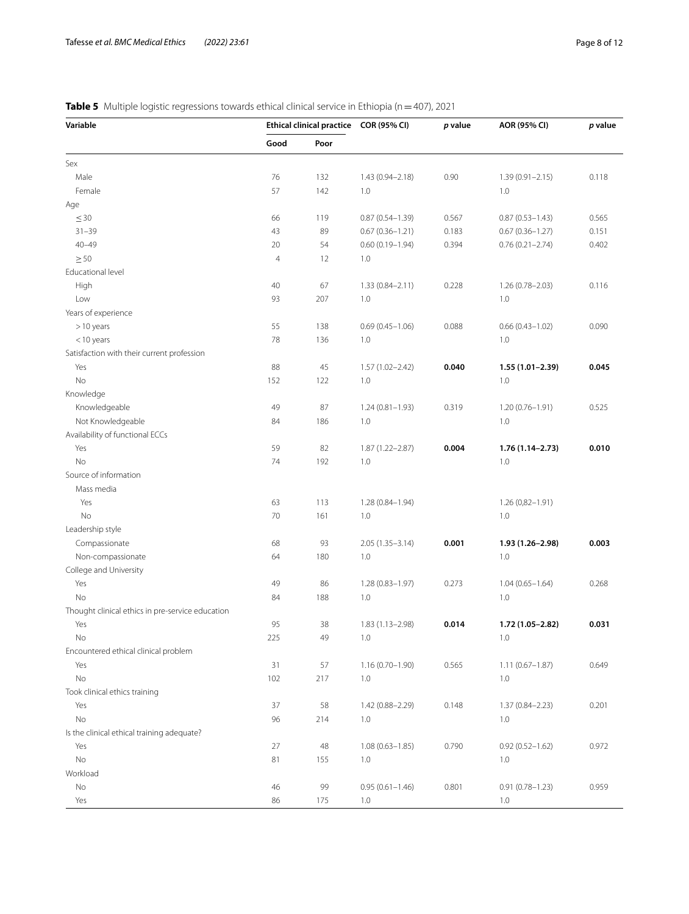**Table 5** Multiple logistic regressions towards ethical clinical service in Ethiopia (n = 407), 2021

| Variable | Ethical clinical practice | | COR (95% CI) | *p* value | AOR (95% CI) | *p* value |
|---|---|---|---|---|---|---|
| | Good | Poor | | | | |
| Sex | | | | | | |
| Male | 76 | 132 | 1.43 (0.94–2.18) | 0.90 | 1.39 (0.91–2.15) | 0.118 |
| Female | 57 | 142 | 1.0 | | 1.0 | |
| Age | | | | | | |
| ≤ 30 | 66 | 119 | 0.87 (0.54–1.39) | 0.567 | 0.87 (0.53–1.43) | 0.565 |
| 31–39 | 43 | 89 | 0.67 (0.36–1.21) | 0.183 | 0.67 (0.36–1.27) | 0.151 |
| 40–49 | 20 | 54 | 0.60 (0.19–1.94) | 0.394 | 0.76 (0.21–2.74) | 0.402 |
| ≥ 50 | 4 | 12 | 1.0 | | | |
| Educational level | | | | | | |
| High | 40 | 67 | 1.33 (0.84–2.11) | 0.228 | 1.26 (0.78–2.03) | 0.116 |
| Low | 93 | 207 | 1.0 | | 1.0 | |
| Years of experience | | | | | | |
| > 10 years | 55 | 138 | 0.69 (0.45–1.06) | 0.088 | 0.66 (0.43–1.02) | 0.090 |
| < 10 years | 78 | 136 | 1.0 | | 1.0 | |
| Satisfaction with their current profession | | | | | | |
| Yes | 88 | 45 | 1.57 (1.02–2.42) | **0.040** | **1.55 (1.01–2.39)** | **0.045** |
| No | 152 | 122 | 1.0 | | 1.0 | |
| Knowledge | | | | | | |
| Knowledgeable | 49 | 87 | 1.24 (0.81–1.93) | 0.319 | 1.20 (0.76–1.91) | 0.525 |
| Not Knowledgeable | 84 | 186 | 1.0 | | 1.0 | |
| Availability of functional ECCs | | | | | | |
| Yes | 59 | 82 | 1.87 (1.22–2.87) | **0.004** | **1.76 (1.14–2.73)** | **0.010** |
| No | 74 | 192 | 1.0 | | 1.0 | |
| Source of information | | | | | | |
| Mass media | | | | | | |
| Yes | 63 | 113 | 1.28 (0.84–1.94) | | 1.26 (0,82–1.91) | |
| No | 70 | 161 | 1.0 | | 1.0 | |
| Leadership style | | | | | | |
| Compassionate | 68 | 93 | 2.05 (1.35–3.14) | **0.001** | **1.93 (1.26–2.98)** | **0.003** |
| Non-compassionate | 64 | 180 | 1.0 | | 1.0 | |
| College and University | | | | | | |
| Yes | 49 | 86 | 1.28 (0.83–1.97) | 0.273 | 1.04 (0.65–1.64) | 0.268 |
| No | 84 | 188 | 1.0 | | 1.0 | |
| Thought clinical ethics in pre-service education | | | | | | |
| Yes | 95 | 38 | 1.83 (1.13–2.98) | **0.014** | **1.72 (1.05–2.82)** | **0.031** |
| No | 225 | 49 | 1.0 | | 1.0 | |
| Encountered ethical clinical problem | | | | | | |
| Yes | 31 | 57 | 1.16 (0.70–1.90) | 0.565 | 1.11 (0.67–1.87) | 0.649 |
| No | 102 | 217 | 1.0 | | 1.0 | |
| Took clinical ethics training | | | | | | |
| Yes | 37 | 58 | 1.42 (0.88–2.29) | 0.148 | 1.37 (0.84–2.23) | 0.201 |
| No | 96 | 214 | 1.0 | | 1.0 | |
| Is the clinical ethical training adequate? | | | | | | |
| Yes | 27 | 48 | 1.08 (0.63–1.85) | 0.790 | 0.92 (0.52–1.62) | 0.972 |
| No | 81 | 155 | 1.0 | | 1.0 | |
| Workload | | | | | | |
| No | 46 | 99 | 0.95 (0.61–1.46) | 0.801 | 0.91 (0.78–1.23) | 0.959 |
| Yes | 86 | 175 | 1.0 | | 1.0 | |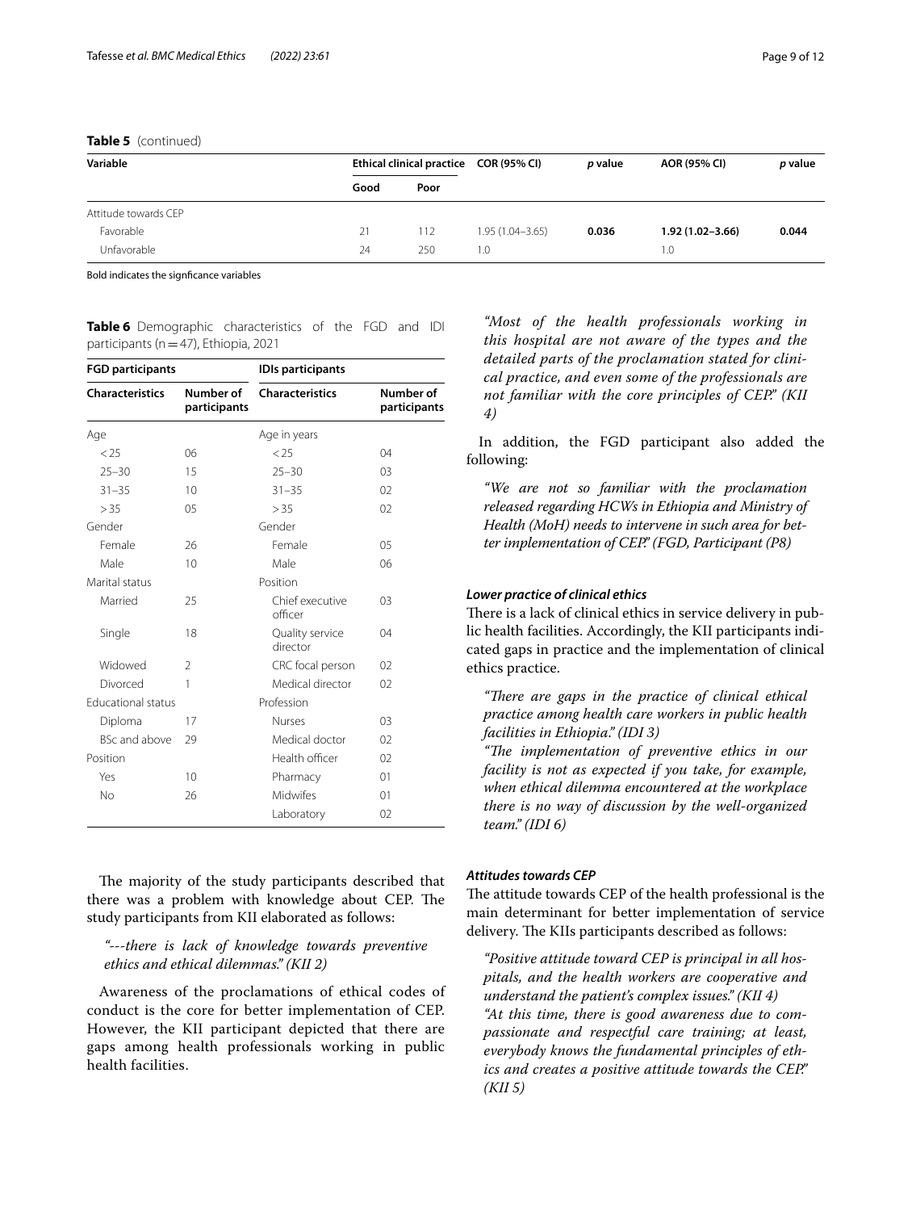**Table 5** (continued)

| Variable | Ethical clinical practice | | COR (95% CI) | *p* value | AOR (95% CI) | *p* value |
|---|---|---|---|---|---|---|
| | Good | Poor | | | | |
| Attitude towards CEP | | | | | | |
| Favorable | 21 | 112 | 1.95 (1.04–3.65) | **0.036** | **1.92 (1.02–3.66)** | **0.044** |
| Unfavorable | 24 | 250 | 1.0 | | 1.0 | |

Bold indicates the signficance variables

**Table 6** Demographic characteristics of the FGD and IDI participants (n = 47), Ethiopia, 2021

| FGD participants | | IDIs participants | |
|---|---|---|---|
| Characteristics | Number of participants | Characteristics | Number of participants |
| Age | | Age in years | |
| < 25 | 06 | < 25 | 04 |
| 25–30 | 15 | 25–30 | 03 |
| 31–35 | 10 | 31–35 | 02 |
| > 35 | 05 | > 35 | 02 |
| Gender | | Gender | |
| Female | 26 | Female | 05 |
| Male | 10 | Male | 06 |
| Marital status | | Position | |
| Married | 25 | Chief executive officer | 03 |
| Single | 18 | Quality service director | 04 |
| Widowed | 2 | CRC focal person | 02 |
| Divorced | 1 | Medical director | 02 |
| Educational status | | Profession | |
| Diploma | 17 | Nurses | 03 |
| BSc and above | 29 | Medical doctor | 02 |
| Position | | Health officer | 02 |
| Yes | 10 | Pharmacy | 01 |
| No | 26 | Midwifes | 01 |
| | | Laboratory | 02 |

The majority of the study participants described that there was a problem with knowledge about CEP. The study participants from KII elaborated as follows:

> *"---there is lack of knowledge towards preventive ethics and ethical dilemmas." (KII 2)*

Awareness of the proclamations of ethical codes of conduct is the core for better implementation of CEP. However, the KII participant depicted that there are gaps among health professionals working in public health facilities.

> *"Most of the health professionals working in this hospital are not aware of the types and the detailed parts of the proclamation stated for clinical practice, and even some of the professionals are not familiar with the core principles of CEP." (KII 4)*

In addition, the FGD participant also added the following:

> *"We are not so familiar with the proclamation released regarding HCWs in Ethiopia and Ministry of Health (MoH) needs to intervene in such area for better implementation of CEP." (FGD, Participant (P8)*

#### *Lower practice of clinical ethics*

There is a lack of clinical ethics in service delivery in public health facilities. Accordingly, the KII participants indicated gaps in practice and the implementation of clinical ethics practice.

> *"There are gaps in the practice of clinical ethical practice among health care workers in public health facilities in Ethiopia." (IDI 3)*
>
> *"The implementation of preventive ethics in our facility is not as expected if you take, for example, when ethical dilemma encountered at the workplace there is no way of discussion by the well-organized team." (IDI 6)*

#### *Attitudes towards CEP*

The attitude towards CEP of the health professional is the main determinant for better implementation of service delivery. The KIIs participants described as follows:

> *"Positive attitude toward CEP is principal in all hospitals, and the health workers are cooperative and understand the patient's complex issues." (KII 4)*
>
> *"At this time, there is good awareness due to compassionate and respectful care training; at least, everybody knows the fundamental principles of ethics and creates a positive attitude towards the CEP." (KII 5)*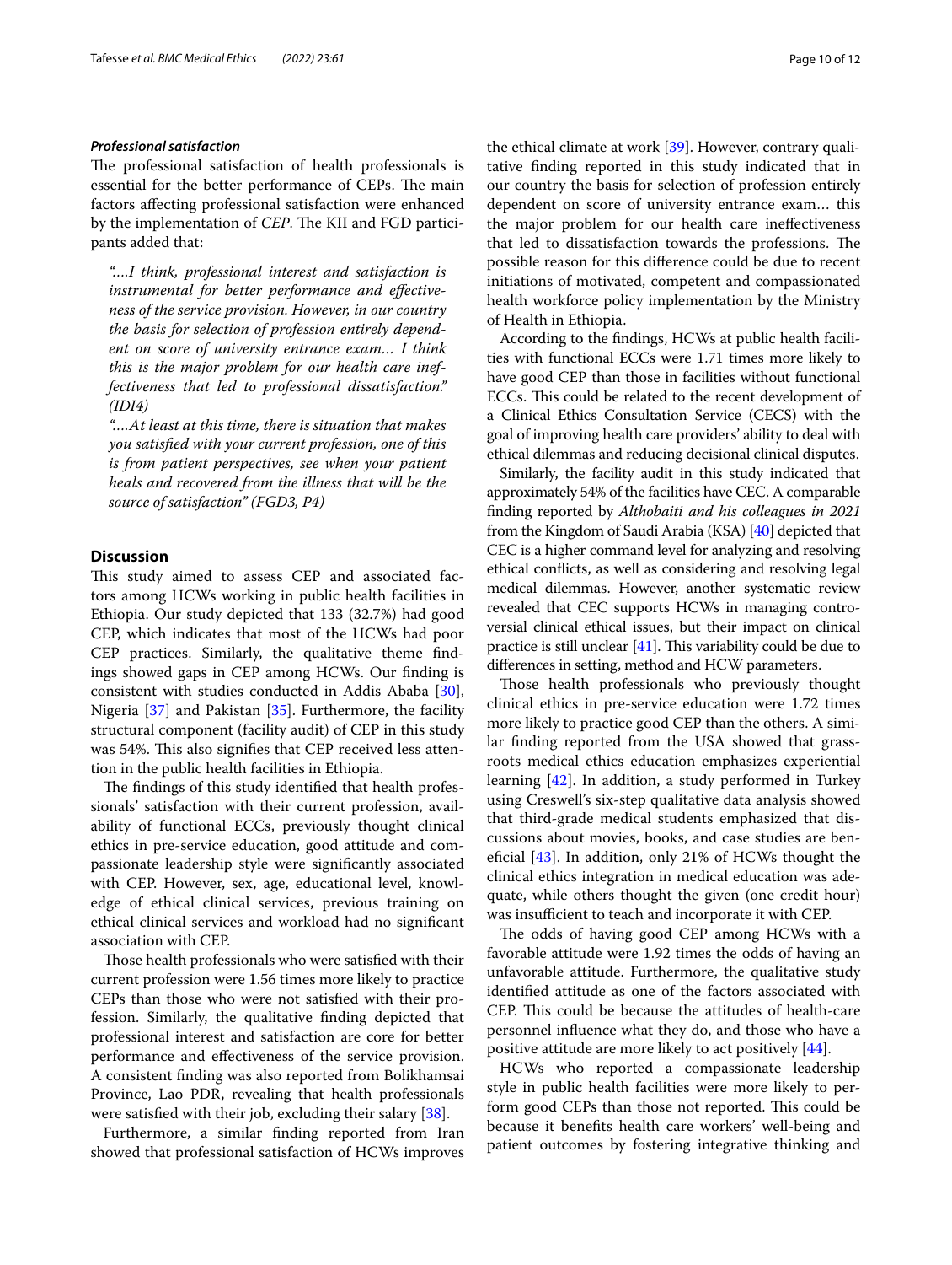### *Professional satisfaction*

The professional satisfaction of health professionals is essential for the better performance of CEPs. The main factors affecting professional satisfaction were enhanced by the implementation of *CEP*. The KII and FGD participants added that:

> *"….I think, professional interest and satisfaction is instrumental for better performance and effectiveness of the service provision. However, in our country the basis for selection of profession entirely dependent on score of university entrance exam… I think this is the major problem for our health care ineffectiveness that led to professional dissatisfaction." (IDI4)*

> *"….At least at this time, there is situation that makes you satisfied with your current profession, one of this is from patient perspectives, see when your patient heals and recovered from the illness that will be the source of satisfaction" (FGD3, P4)*

## Discussion

This study aimed to assess CEP and associated factors among HCWs working in public health facilities in Ethiopia. Our study depicted that 133 (32.7%) had good CEP, which indicates that most of the HCWs had poor CEP practices. Similarly, the qualitative theme findings showed gaps in CEP among HCWs. Our finding is consistent with studies conducted in Addis Ababa [30], Nigeria [37] and Pakistan [35]. Furthermore, the facility structural component (facility audit) of CEP in this study was 54%. This also signifies that CEP received less attention in the public health facilities in Ethiopia.

The findings of this study identified that health professionals' satisfaction with their current profession, availability of functional ECCs, previously thought clinical ethics in pre-service education, good attitude and compassionate leadership style were significantly associated with CEP. However, sex, age, educational level, knowledge of ethical clinical services, previous training on ethical clinical services and workload had no significant association with CEP.

Those health professionals who were satisfied with their current profession were 1.56 times more likely to practice CEPs than those who were not satisfied with their profession. Similarly, the qualitative finding depicted that professional interest and satisfaction are core for better performance and effectiveness of the service provision. A consistent finding was also reported from Bolikhamsai Province, Lao PDR, revealing that health professionals were satisfied with their job, excluding their salary [38].

Furthermore, a similar finding reported from Iran showed that professional satisfaction of HCWs improves the ethical climate at work [39]. However, contrary qualitative finding reported in this study indicated that in our country the basis for selection of profession entirely dependent on score of university entrance exam… this the major problem for our health care ineffectiveness that led to dissatisfaction towards the professions. The possible reason for this difference could be due to recent initiations of motivated, competent and compassionated health workforce policy implementation by the Ministry of Health in Ethiopia.

According to the findings, HCWs at public health facilities with functional ECCs were 1.71 times more likely to have good CEP than those in facilities without functional ECCs. This could be related to the recent development of a Clinical Ethics Consultation Service (CECS) with the goal of improving health care providers' ability to deal with ethical dilemmas and reducing decisional clinical disputes.

Similarly, the facility audit in this study indicated that approximately 54% of the facilities have CEC. A comparable finding reported by *Althobaiti and his colleagues in 2021* from the Kingdom of Saudi Arabia (KSA) [40] depicted that CEC is a higher command level for analyzing and resolving ethical conflicts, as well as considering and resolving legal medical dilemmas. However, another systematic review revealed that CEC supports HCWs in managing controversial clinical ethical issues, but their impact on clinical practice is still unclear [41]. This variability could be due to differences in setting, method and HCW parameters.

Those health professionals who previously thought clinical ethics in pre-service education were 1.72 times more likely to practice good CEP than the others. A similar finding reported from the USA showed that grassroots medical ethics education emphasizes experiential learning [42]. In addition, a study performed in Turkey using Creswell's six-step qualitative data analysis showed that third-grade medical students emphasized that discussions about movies, books, and case studies are beneficial [43]. In addition, only 21% of HCWs thought the clinical ethics integration in medical education was adequate, while others thought the given (one credit hour) was insufficient to teach and incorporate it with CEP.

The odds of having good CEP among HCWs with a favorable attitude were 1.92 times the odds of having an unfavorable attitude. Furthermore, the qualitative study identified attitude as one of the factors associated with CEP. This could be because the attitudes of health-care personnel influence what they do, and those who have a positive attitude are more likely to act positively [44].

HCWs who reported a compassionate leadership style in public health facilities were more likely to perform good CEPs than those not reported. This could be because it benefits health care workers' well-being and patient outcomes by fostering integrative thinking and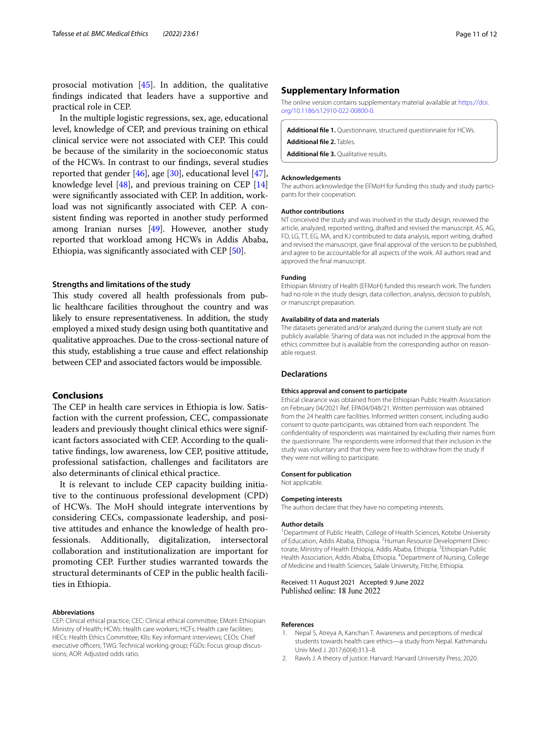prosocial motivation [45]. In addition, the qualitative findings indicated that leaders have a supportive and practical role in CEP.

In the multiple logistic regressions, sex, age, educational level, knowledge of CEP, and previous training on ethical clinical service were not associated with CEP. This could be because of the similarity in the socioeconomic status of the HCWs. In contrast to our findings, several studies reported that gender [46], age [30], educational level [47], knowledge level [48], and previous training on CEP [14] were significantly associated with CEP. In addition, workload was not significantly associated with CEP. A consistent finding was reported in another study performed among Iranian nurses [49]. However, another study reported that workload among HCWs in Addis Ababa, Ethiopia, was significantly associated with CEP [50].

### Strengths and limitations of the study

This study covered all health professionals from public healthcare facilities throughout the country and was likely to ensure representativeness. In addition, the study employed a mixed study design using both quantitative and qualitative approaches. Due to the cross-sectional nature of this study, establishing a true cause and effect relationship between CEP and associated factors would be impossible.

## Conclusions

The CEP in health care services in Ethiopia is low. Satisfaction with the current profession, CEC, compassionate leaders and previously thought clinical ethics were significant factors associated with CEP. According to the qualitative findings, low awareness, low CEP, positive attitude, professional satisfaction, challenges and facilitators are also determinants of clinical ethical practice.

It is relevant to include CEP capacity building initiative to the continuous professional development (CPD) of HCWs. The MoH should integrate interventions by considering CECs, compassionate leadership, and positive attitudes and enhance the knowledge of health professionals. Additionally, digitalization, intersectoral collaboration and institutionalization are important for promoting CEP. Further studies warranted towards the structural determinants of CEP in the public health facilities in Ethiopia.

#### Abbreviations

CEP: Clinical ethical practice; CEC: Clinical ethical committee; EMoH: Ethiopian Ministry of Health; HCWs: Health care workers; HCFs: Health care facilities; HECs: Health Ethics Committee; KIIs: Key informant interviews; CEOs: Chief executive officers; TWG: Technical working group; FGDs: Focus group discussions; AOR: Adjusted odds ratio.

## Supplementary Information

The online version contains supplementary material available at https://doi.org/10.1186/s12910-022-00800-0.

**Additional file 1.** Questionnaire, structured questionnaire for HCWs.

**Additional file 2.** Tables.

**Additional file 3.** Qualitative results.

#### Acknowledgements

The authors acknowledge the EFMoH for funding this study and study participants for their cooperation.

#### Author contributions

NT conceived the study and was involved in the study design, reviewed the article, analyzed, reported writing, drafted and revised the manuscript. AS, AG, FD, LG, TT, EG, MA, and KJ contributed to data analysis, report writing, drafted and revised the manuscript, gave final approval of the version to be published, and agree to be accountable for all aspects of the work. All authors read and approved the final manuscript.

#### Funding

Ethiopian Ministry of Health (EFMoH) funded this research work. The funders had no role in the study design, data collection, analysis, decision to publish, or manuscript preparation.

#### Availability of data and materials

The datasets generated and/or analyzed during the current study are not publicly available. Sharing of data was not included in the approval from the ethics committee but is available from the corresponding author on reasonable request.

## Declarations

#### Ethics approval and consent to participate

Ethical clearance was obtained from the Ethiopian Public Health Association on February 04/2021 Ref. EPA04/048/21. Written permission was obtained from the 24 health care facilities. Informed written consent, including audio consent to quote participants, was obtained from each respondent. The confidentiality of respondents was maintained by excluding their names from the questionnaire. The respondents were informed that their inclusion in the study was voluntary and that they were free to withdraw from the study if they were not willing to participate.

#### Consent for publication

Not applicable.

#### Competing interests

The authors declare that they have no competing interests.

#### Author details

[1]Department of Public Health, College of Health Sciences, Kotebe University of Education, Addis Ababa, Ethiopia. [2]Human Resource Development Directorate, Ministry of Health Ethiopia, Addis Ababa, Ethiopia. [3]Ethiopian Public Health Association, Addis Ababa, Ethiopia. [4]Department of Nursing, College of Medicine and Health Sciences, Salale University, Fitche, Ethiopia.

Received: 11 August 2021 Accepted: 9 June 2022
Published online: 18 June 2022

#### References

1. Nepal S, Atreya A, Kanchan T. Awareness and perceptions of medical students towards health care ethics—a study from Nepal. Kathmandu Univ Med J. 2017;60(4):313–8.
2. Rawls J. A theory of justice. Harvard: Harvard University Press; 2020.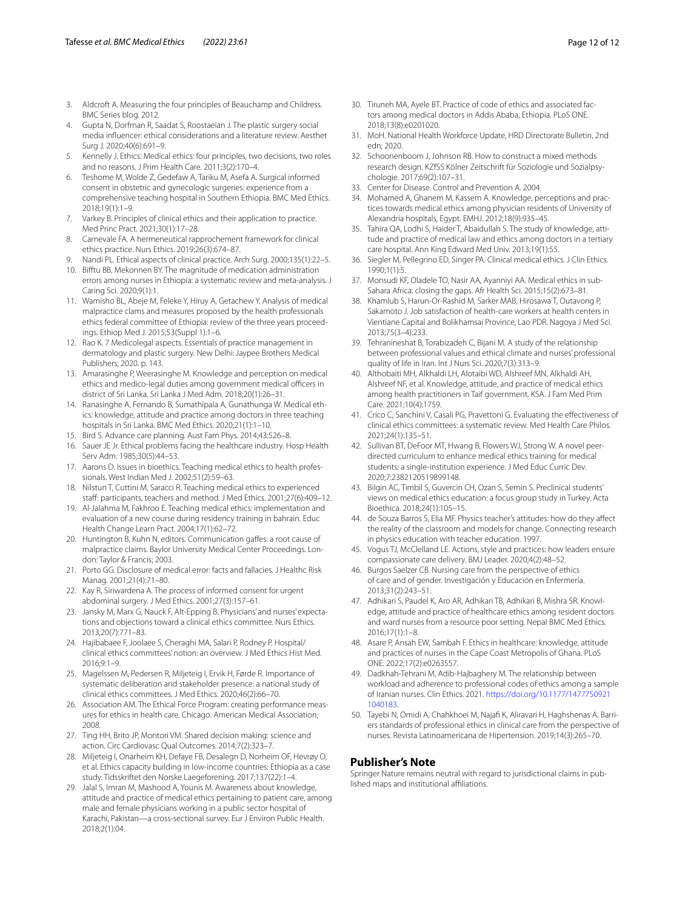3. Aldcroft A. Measuring the four principles of Beauchamp and Childress. BMC Series blog. 2012.
4. Gupta N, Dorfman R, Saadat S, Roostaeian J. The plastic surgery social media influencer: ethical considerations and a literature review. Aesthet Surg J. 2020;40(6):691–9.
5. Kennelly J. Ethics: Medical ethics: four principles, two decisions, two roles and no reasons. J Prim Health Care. 2011;3(2):170–4.
6. Teshome M, Wolde Z, Gedefaw A, Tariku M, Asefa A. Surgical informed consent in obstetric and gynecologic surgeries: experience from a comprehensive teaching hospital in Southern Ethiopia. BMC Med Ethics. 2018;19(1):1–9.
7. Varkey B. Principles of clinical ethics and their application to practice. Med Princ Pract. 2021;30(1):17–28.
8. Carnevale FA. A hermeneutical rapprochement framework for clinical ethics practice. Nurs Ethics. 2019;26(3):674–87.
9. Nandi PL. Ethical aspects of clinical practice. Arch Surg. 2000;135(1):22–5.
10. Bifftu BB, Mekonnen BY. The magnitude of medication administration errors among nurses in Ethiopia: a systematic review and meta-analysis. J Caring Sci. 2020;9(1):1.
11. Wamisho BL, Abeje M, Feleke Y, Hiruy A, Getachew Y. Analysis of medical malpractice clams and measures proposed by the health professionals ethics federal committee of Ethiopia: review of the three years proceedings. Ethiop Med J. 2015;53(Suppl 1):1–6.
12. Rao K. 7 Medicolegal aspects. Essentials of practice management in dermatology and plastic surgery. New Delhi: Jaypee Brothers Medical Publishers; 2020. p. 143.
13. Amarasinghe P, Weerasinghe M. Knowledge and perception on medical ethics and medico-legal duties among government medical officers in district of Sri Lanka. Sri Lanka J Med Adm. 2018;20(1):26–31.
14. Ranasinghe A, Fernando B, Sumathipala A, Gunathunga W. Medical ethics: knowledge, attitude and practice among doctors in three teaching hospitals in Sri Lanka. BMC Med Ethics. 2020;21(1):1–10.
15. Bird S. Advance care planning. Aust Fam Phys. 2014;43:526–8.
16. Sauer JE Jr. Ethical problems facing the healthcare industry. Hosp Health Serv Adm. 1985;30(5):44–53.
17. Aarons D. Issues in bioethics. Teaching medical ethics to health professionals. West Indian Med J. 2002;51(2):59–63.
18. Nilstun T, Cuttini M, Saracci R. Teaching medical ethics to experienced staff: participants, teachers and method. J Med Ethics. 2001;27(6):409–12.
19. Al-Jalahma M, Fakhroo E. Teaching medical ethics: implementation and evaluation of a new course during residency training in bahrain. Educ Health Change Learn Pract. 2004;17(1):62–72.
20. Huntington B, Kuhn N, editors. Communication gaffes: a root cause of malpractice claims. Baylor University Medical Center Proceedings. London: Taylor & Francis; 2003.
21. Porto GG. Disclosure of medical error: facts and fallacies. J Healthc Risk Manag. 2001;21(4):71–80.
22. Kay R, Siriwardena A. The process of informed consent for urgent abdominal surgery. J Med Ethics. 2001;27(3):157–61.
23. Jansky M, Marx G, Nauck F, Alt-Epping B. Physicians' and nurses' expectations and objections toward a clinical ethics committee. Nurs Ethics. 2013;20(7):771–83.
24. Hajibabaee F, Joolaee S, Cheraghi MA, Salari P, Rodney P. Hospital/clinical ethics committees' notion: an overview. J Med Ethics Hist Med. 2016;9:1–9.
25. Magelssen M, Pedersen R, Miljeteig I, Ervik H, Førde R. Importance of systematic deliberation and stakeholder presence: a national study of clinical ethics committees. J Med Ethics. 2020;46(2):66–70.
26. Association AM. The Ethical Force Program: creating performance measures for ethics in health care. Chicago: American Medical Association; 2008.
27. Ting HH, Brito JP, Montori VM. Shared decision making: science and action. Circ Cardiovasc Qual Outcomes. 2014;7(2):323–7.
28. Miljeteig I, Onarheim KH, Defaye FB, Desalegn D, Norheim OF, Hevrøy O, et al. Ethics capacity building in low-income countries: Ethiopia as a case study. Tidsskriftet den Norske Laegeforening. 2017;137(22):1–4.
29. Jalal S, Imran M, Mashood A, Younis M. Awareness about knowledge, attitude and practice of medical ethics pertaining to patient care, among male and female physicians working in a public sector hospital of Karachi, Pakistan—a cross-sectional survey. Eur J Environ Public Health. 2018;2(1):04.
30. Tiruneh MA, Ayele BT. Practice of code of ethics and associated factors among medical doctors in Addis Ababa, Ethiopia. PLoS ONE. 2018;13(8):e0201020.
31. MoH. National Health Workforce Update, HRD Directorate Bulletin, 2nd edn; 2020.
32. Schoonenboom J, Johnson RB. How to construct a mixed methods research design. KZfSS Kölner Zeitschrift für Soziologie und Sozialpsychologie. 2017;69(2):107–31.
33. Center for Disease. Control and Prevention A. 2004.
34. Mohamed A, Ghanem M, Kassem A. Knowledge, perceptions and practices towards medical ethics among physician residents of University of Alexandria hospitals, Egypt. EMHJ. 2012;18(9):935–45.
35. Tahira QA, Lodhi S, Haider T, Abaidullah S. The study of knowledge, attitude and practice of medical law and ethics among doctors in a tertiary care hospital. Ann King Edward Med Univ. 2013;19(1):55.
36. Siegler M, Pellegrino ED, Singer PA. Clinical medical ethics. J Clin Ethics. 1990;1(1):5.
37. Monsudi KF, Oladele TO, Nasir AA, Ayanniyi AA. Medical ethics in sub-Sahara Africa: closing the gaps. Afr Health Sci. 2015;15(2):673–81.
38. Khamlub S, Harun-Or-Rashid M, Sarker MAB, Hirosawa T, Outavong P, Sakamoto J. Job satisfaction of health-care workers at health centers in Vientiane Capital and Bolikhamsai Province, Lao PDR. Nagoya J Med Sci. 2013;75(3–4):233.
39. Tehranineshat B, Torabizadeh C, Bijani M. A study of the relationship between professional values and ethical climate and nurses' professional quality of life in Iran. Int J Nurs Sci. 2020;7(3):313–9.
40. Althobaiti MH, Alkhaldi LH, Alotaibi WD, Alshreef MN, Alkhaldi AH, Alshreef NF, et al. Knowledge, attitude, and practice of medical ethics among health practitioners in Taif government, KSA. J Fam Med Prim Care. 2021;10(4):1759.
41. Crico C, Sanchini V, Casali PG, Pravettoni G. Evaluating the effectiveness of clinical ethics committees: a systematic review. Med Health Care Philos. 2021;24(1):135–51.
42. Sullivan BT, DeFoor MT, Hwang B, Flowers WJ, Strong W. A novel peer-directed curriculum to enhance medical ethics training for medical students: a single-institution experience. J Med Educ Curric Dev. 2020;7:2382120519899148.
43. Bilgin AC, Timbil S, Guvercin CH, Ozan S, Semin S. Preclinical students' views on medical ethics education: a focus group study in Turkey. Acta Bioethica. 2018;24(1):105–15.
44. de Souza Barros S, Elia MF. Physics teacher's attitudes: how do they affect the reality of the classroom and models for change. Connecting research in physics education with teacher education. 1997.
45. Vogus TJ, McClelland LE. Actions, style and practices: how leaders ensure compassionate care delivery. BMJ Leader. 2020;4(2):48–52.
46. Burgos Saelzer CB. Nursing care from the perspective of ethics of care and of gender. Investigación y Educación en Enfermería. 2013;31(2):243–51.
47. Adhikari S, Paudel K, Aro AR, Adhikari TB, Adhikari B, Mishra SR. Knowledge, attitude and practice of healthcare ethics among resident doctors and ward nurses from a resource poor setting. Nepal BMC Med Ethics. 2016;17(1):1–8.
48. Asare P, Ansah EW, Sambah F. Ethics in healthcare: knowledge, attitude and practices of nurses in the Cape Coast Metropolis of Ghana. PLoS ONE. 2022;17(2):e0263557.
49. Dadkhah-Tehrani M, Adib-Hajbaghery M. The relationship between workload and adherence to professional codes of ethics among a sample of Iranian nurses. Clin Ethics. 2021. https://doi.org/10.1177/14777509211040183.
50. Tayebi N, Omidi A, Chahkhoei M, Najafi K, Aliravari H, Haghshenas A. Barriers standards of professional ethics in clinical care from the perspective of nurses. Revista Latinoamericana de Hipertension. 2019;14(3):265–70.

## Publisher's Note

Springer Nature remains neutral with regard to jurisdictional claims in published maps and institutional affiliations.